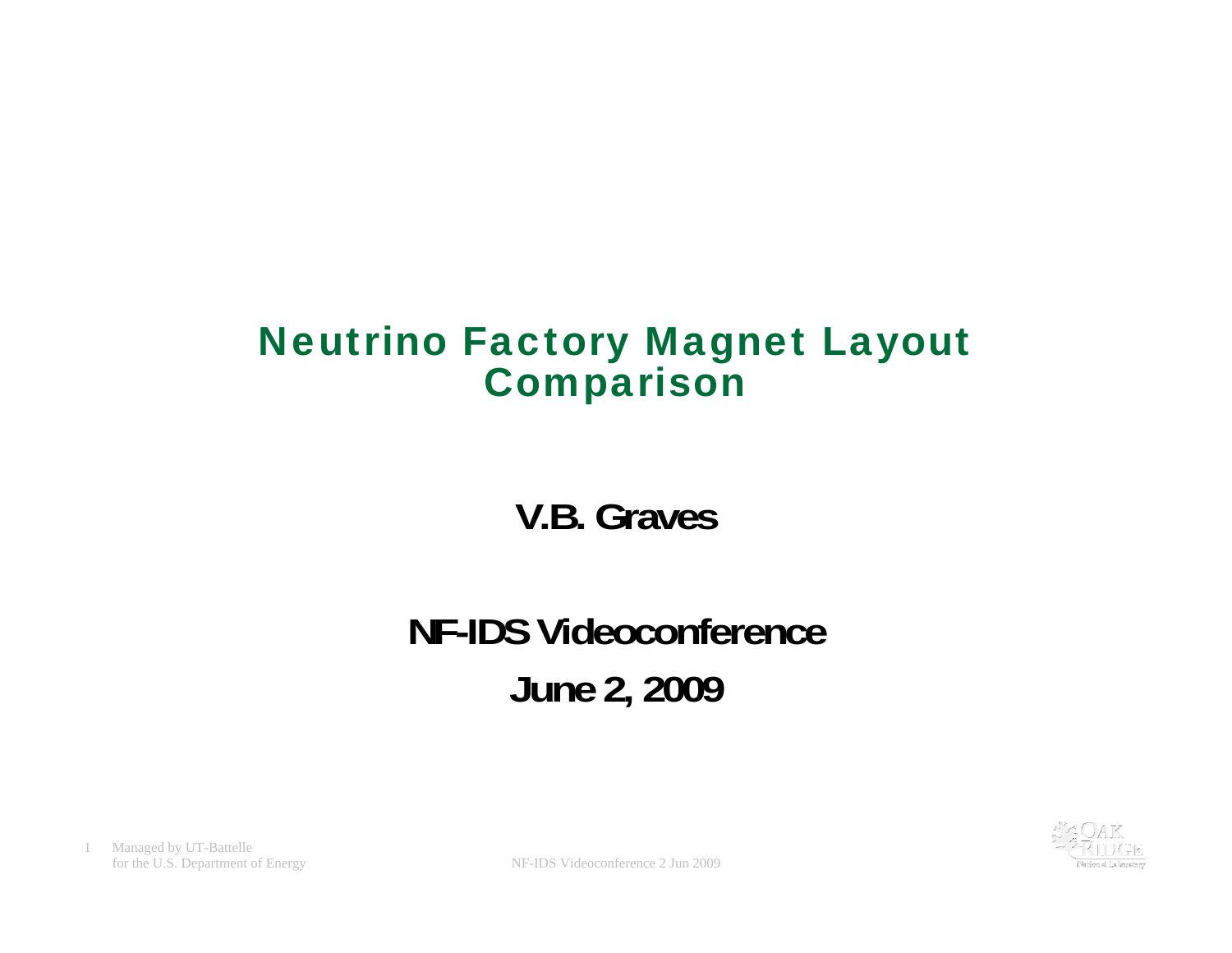# Neutrino Factory Magnet Layout Comparison

**V.B. Graves**

**NF-IDS Videoconference**

**June 2, 2009**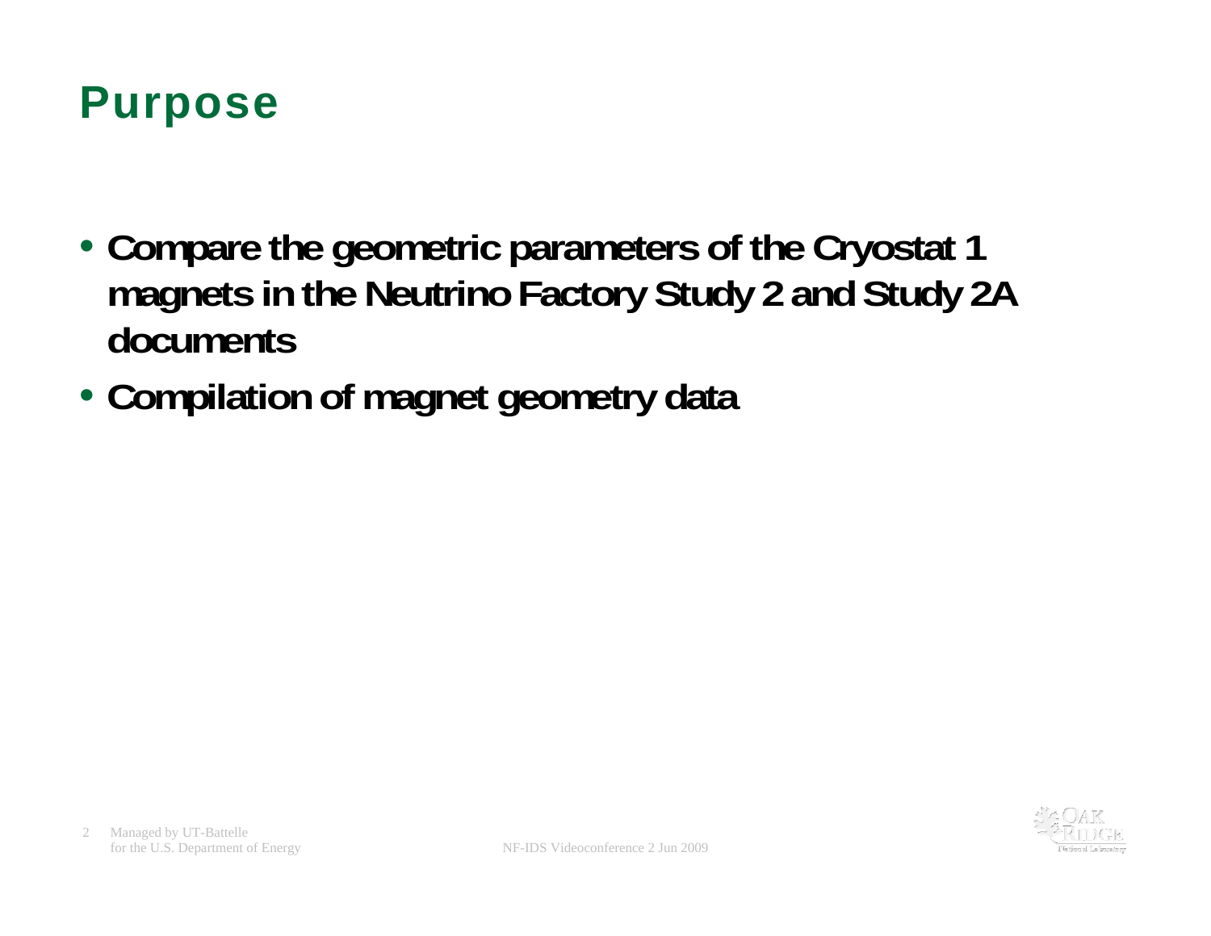# Purpose

- **Compare the geometric parameters of the Cryostat 1 magnets in the Neutrino Factory Study 2 and Study 2A documents**
- **Compilation of magnet geometry data**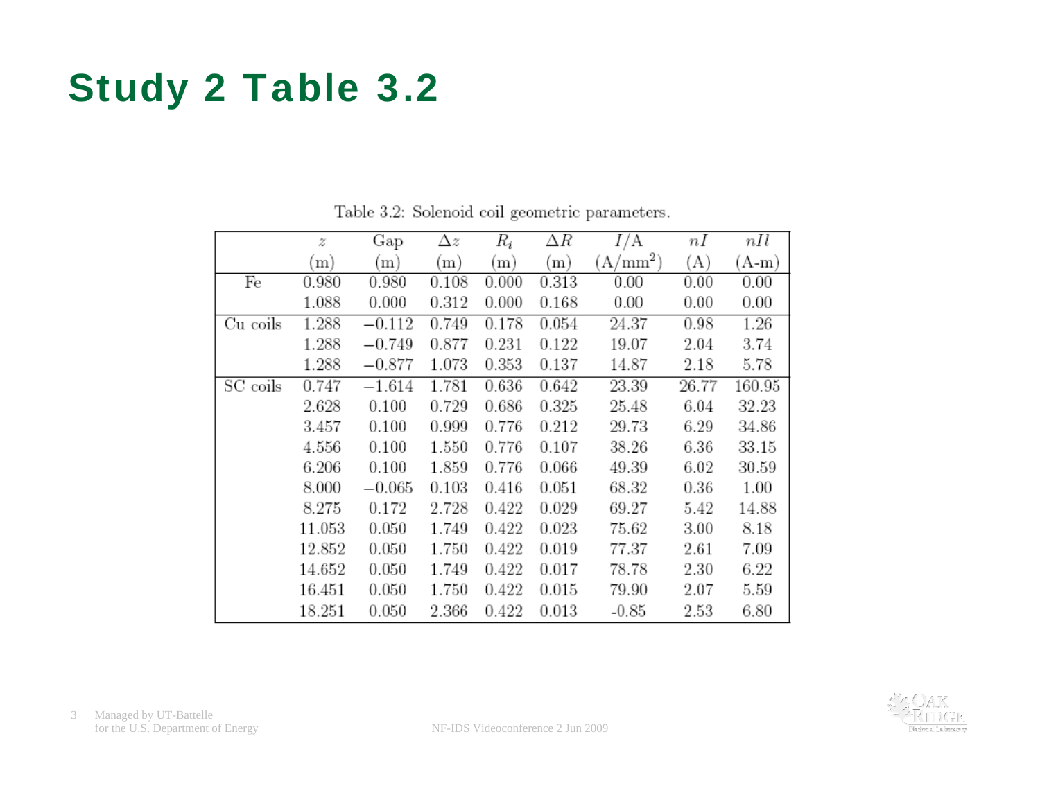# Study 2 Table 3.2

Table 3.2: Solenoid coil geometric parameters.

| | $z$ (m) | Gap (m) | $\Delta z$ (m) | $R_i$ (m) | $\Delta R$ (m) | $I/A$ (A/mm$^2$) | $nI$ (A) | $nIl$ (A-m) |
|---|---|---|---|---|---|---|---|---|
| Fe | 0.980 | 0.980 | 0.108 | 0.000 | 0.313 | 0.00 | 0.00 | 0.00 |
| | 1.088 | 0.000 | 0.312 | 0.000 | 0.168 | 0.00 | 0.00 | 0.00 |
| Cu coils | 1.288 | −0.112 | 0.749 | 0.178 | 0.054 | 24.37 | 0.98 | 1.26 |
| | 1.288 | −0.749 | 0.877 | 0.231 | 0.122 | 19.07 | 2.04 | 3.74 |
| | 1.288 | −0.877 | 1.073 | 0.353 | 0.137 | 14.87 | 2.18 | 5.78 |
| SC coils | 0.747 | −1.614 | 1.781 | 0.636 | 0.642 | 23.39 | 26.77 | 160.95 |
| | 2.628 | 0.100 | 0.729 | 0.686 | 0.325 | 25.48 | 6.04 | 32.23 |
| | 3.457 | 0.100 | 0.999 | 0.776 | 0.212 | 29.73 | 6.29 | 34.86 |
| | 4.556 | 0.100 | 1.550 | 0.776 | 0.107 | 38.26 | 6.36 | 33.15 |
| | 6.206 | 0.100 | 1.859 | 0.776 | 0.066 | 49.39 | 6.02 | 30.59 |
| | 8.000 | −0.065 | 0.103 | 0.416 | 0.051 | 68.32 | 0.36 | 1.00 |
| | 8.275 | 0.172 | 2.728 | 0.422 | 0.029 | 69.27 | 5.42 | 14.88 |
| | 11.053 | 0.050 | 1.749 | 0.422 | 0.023 | 75.62 | 3.00 | 8.18 |
| | 12.852 | 0.050 | 1.750 | 0.422 | 0.019 | 77.37 | 2.61 | 7.09 |
| | 14.652 | 0.050 | 1.749 | 0.422 | 0.017 | 78.78 | 2.30 | 6.22 |
| | 16.451 | 0.050 | 1.750 | 0.422 | 0.015 | 79.90 | 2.07 | 5.59 |
| | 18.251 | 0.050 | 2.366 | 0.422 | 0.013 | -0.85 | 2.53 | 6.80 |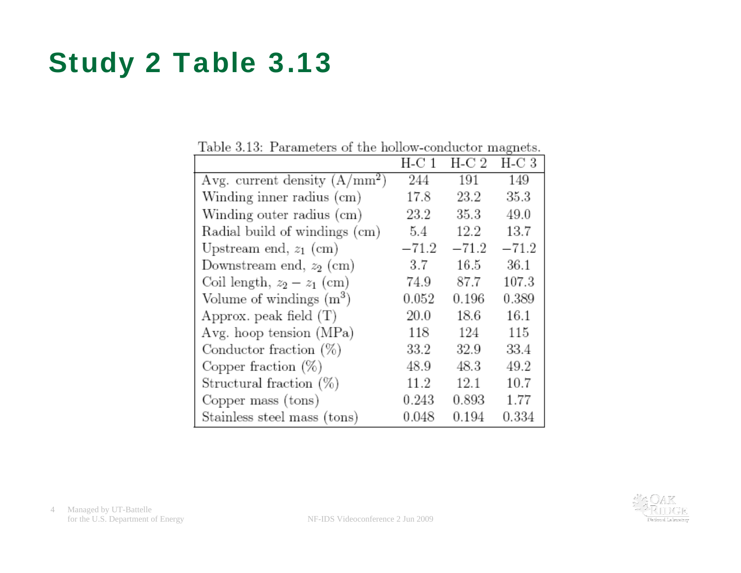# Study 2 Table 3.13

Table 3.13: Parameters of the hollow-conductor magnets.

| | H-C 1 | H-C 2 | H-C 3 |
|---|---|---|---|
| Avg. current density ($A/mm^2$) | 244 | 191 | 149 |
| Winding inner radius (cm) | 17.8 | 23.2 | 35.3 |
| Winding outer radius (cm) | 23.2 | 35.3 | 49.0 |
| Radial build of windings (cm) | 5.4 | 12.2 | 13.7 |
| Upstream end, $z_1$ (cm) | −71.2 | −71.2 | −71.2 |
| Downstream end, $z_2$ (cm) | 3.7 | 16.5 | 36.1 |
| Coil length, $z_2 - z_1$ (cm) | 74.9 | 87.7 | 107.3 |
| Volume of windings ($m^3$) | 0.052 | 0.196 | 0.389 |
| Approx. peak field (T) | 20.0 | 18.6 | 16.1 |
| Avg. hoop tension (MPa) | 118 | 124 | 115 |
| Conductor fraction (%) | 33.2 | 32.9 | 33.4 |
| Copper fraction (%) | 48.9 | 48.3 | 49.2 |
| Structural fraction (%) | 11.2 | 12.1 | 10.7 |
| Copper mass (tons) | 0.243 | 0.893 | 1.77 |
| Stainless steel mass (tons) | 0.048 | 0.194 | 0.334 |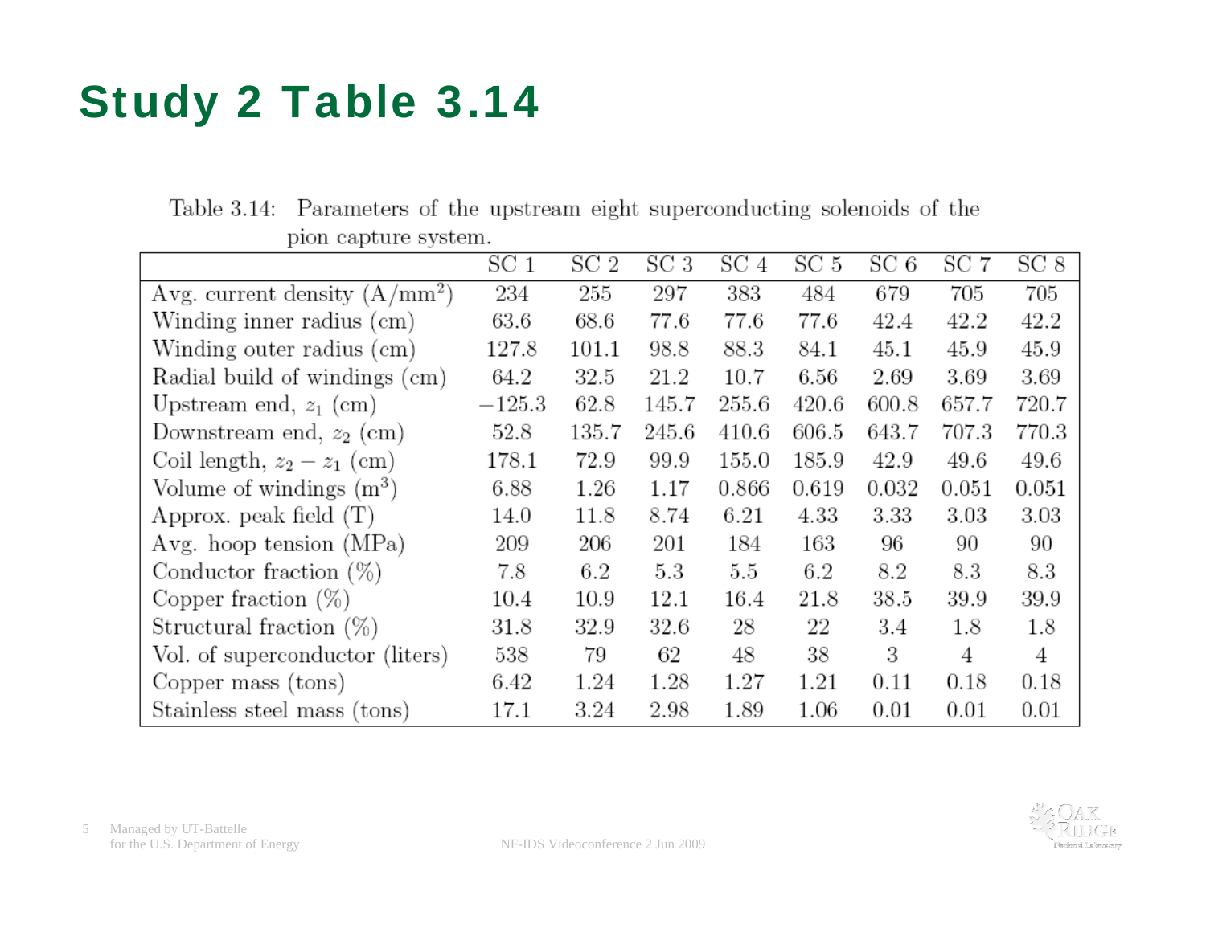# Study 2 Table 3.14

Table 3.14: Parameters of the upstream eight superconducting solenoids of the pion capture system.

| | SC 1 | SC 2 | SC 3 | SC 4 | SC 5 | SC 6 | SC 7 | SC 8 |
|---|---|---|---|---|---|---|---|---|
| Avg. current density (A/mm$^2$) | 234 | 255 | 297 | 383 | 484 | 679 | 705 | 705 |
| Winding inner radius (cm) | 63.6 | 68.6 | 77.6 | 77.6 | 77.6 | 42.4 | 42.2 | 42.2 |
| Winding outer radius (cm) | 127.8 | 101.1 | 98.8 | 88.3 | 84.1 | 45.1 | 45.9 | 45.9 |
| Radial build of windings (cm) | 64.2 | 32.5 | 21.2 | 10.7 | 6.56 | 2.69 | 3.69 | 3.69 |
| Upstream end, $z_1$ (cm) | −125.3 | 62.8 | 145.7 | 255.6 | 420.6 | 600.8 | 657.7 | 720.7 |
| Downstream end, $z_2$ (cm) | 52.8 | 135.7 | 245.6 | 410.6 | 606.5 | 643.7 | 707.3 | 770.3 |
| Coil length, $z_2 - z_1$ (cm) | 178.1 | 72.9 | 99.9 | 155.0 | 185.9 | 42.9 | 49.6 | 49.6 |
| Volume of windings (m$^3$) | 6.88 | 1.26 | 1.17 | 0.866 | 0.619 | 0.032 | 0.051 | 0.051 |
| Approx. peak field (T) | 14.0 | 11.8 | 8.74 | 6.21 | 4.33 | 3.33 | 3.03 | 3.03 |
| Avg. hoop tension (MPa) | 209 | 206 | 201 | 184 | 163 | 96 | 90 | 90 |
| Conductor fraction (%) | 7.8 | 6.2 | 5.3 | 5.5 | 6.2 | 8.2 | 8.3 | 8.3 |
| Copper fraction (%) | 10.4 | 10.9 | 12.1 | 16.4 | 21.8 | 38.5 | 39.9 | 39.9 |
| Structural fraction (%) | 31.8 | 32.9 | 32.6 | 28 | 22 | 3.4 | 1.8 | 1.8 |
| Vol. of superconductor (liters) | 538 | 79 | 62 | 48 | 38 | 3 | 4 | 4 |
| Copper mass (tons) | 6.42 | 1.24 | 1.28 | 1.27 | 1.21 | 0.11 | 0.18 | 0.18 |
| Stainless steel mass (tons) | 17.1 | 3.24 | 2.98 | 1.89 | 1.06 | 0.01 | 0.01 | 0.01 |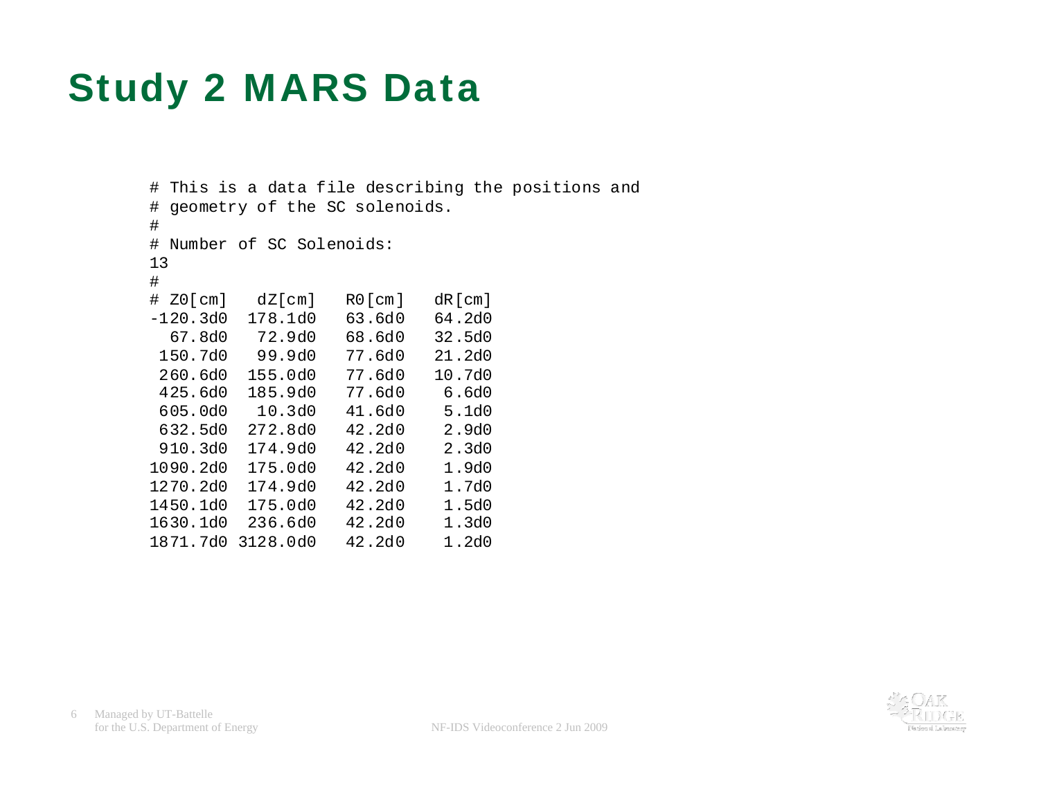# Study 2 MARS Data

```
# This is a data file describing the positions and
# geometry of the SC solenoids.
#
# Number of SC Solenoids:
13
#
# Z0[cm]   dZ[cm]   R0[cm]   dR[cm]
-120.3d0  178.1d0   63.6d0   64.2d0
  67.8d0   72.9d0   68.6d0   32.5d0
 150.7d0   99.9d0   77.6d0   21.2d0
 260.6d0  155.0d0   77.6d0   10.7d0
 425.6d0  185.9d0   77.6d0    6.6d0
 605.0d0   10.3d0   41.6d0    5.1d0
 632.5d0  272.8d0   42.2d0    2.9d0
 910.3d0  174.9d0   42.2d0    2.3d0
1090.2d0  175.0d0   42.2d0    1.9d0
1270.2d0  174.9d0   42.2d0    1.7d0
1450.1d0  175.0d0   42.2d0    1.5d0
1630.1d0  236.6d0   42.2d0    1.3d0
1871.7d0 3128.0d0   42.2d0    1.2d0
```

Managed by UT-Battelle
for the U.S. Department of Energy

NF-IDS Videoconference 2 Jun 2009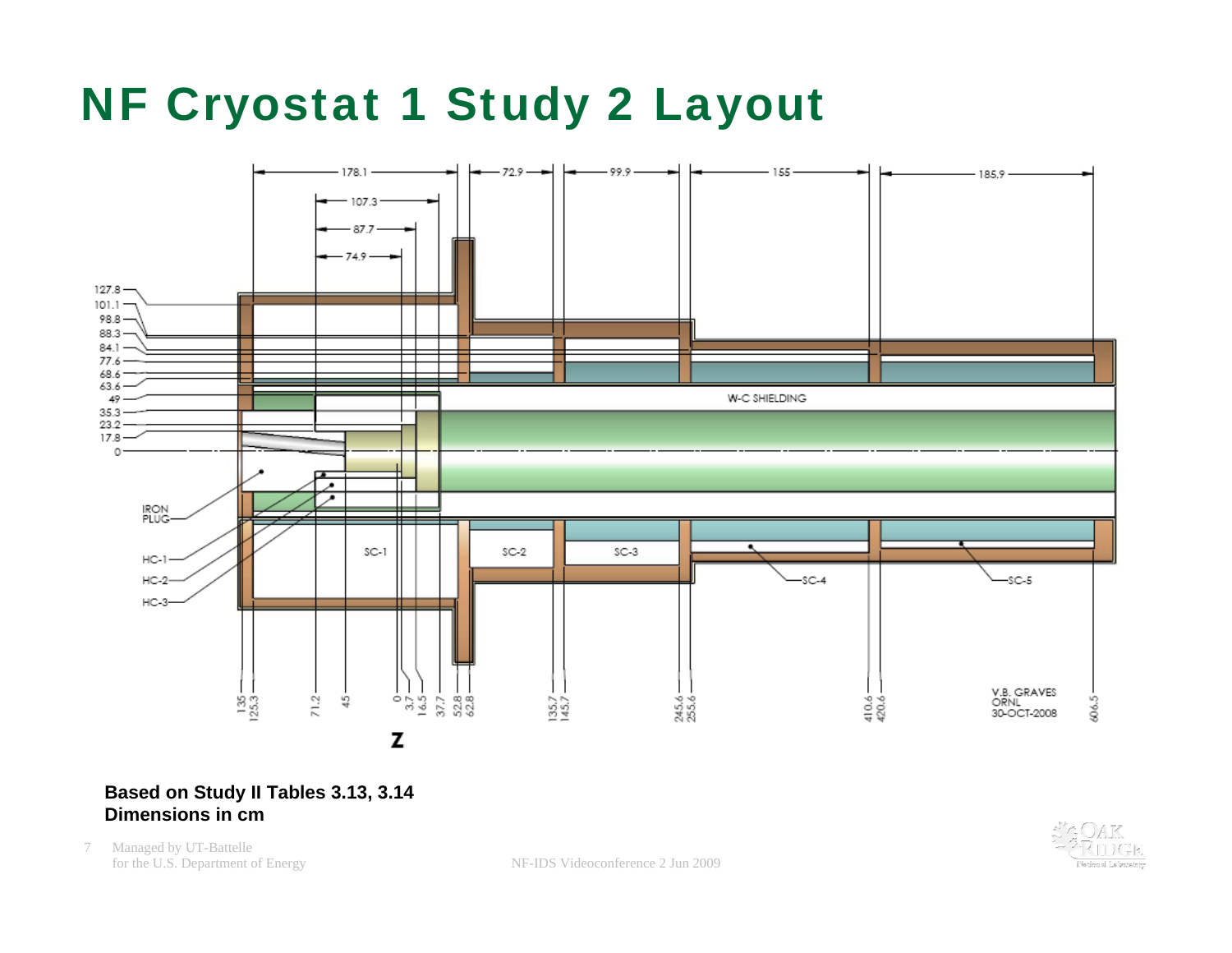# NF Cryostat 1 Study 2 Layout

**Based on Study II Tables 3.13, 3.14**
**Dimensions in cm**

NF-IDS Videoconference 2 Jun 2009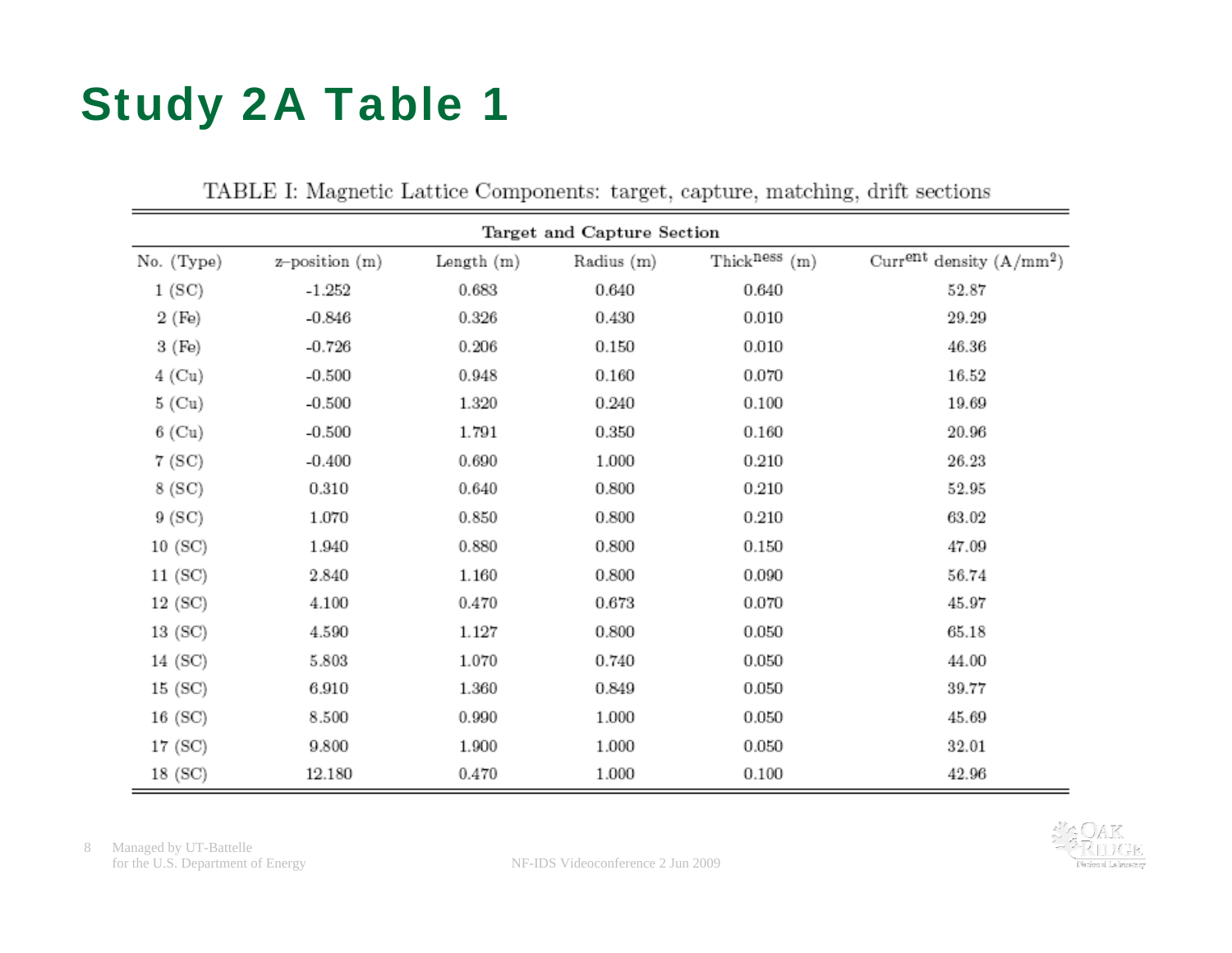# Study 2A Table 1

TABLE I: Magnetic Lattice Components: target, capture, matching, drift sections

| Target and Capture Section | | | | | |
|---|---|---|---|---|---|
| No. (Type) | z–position (m) | Length (m) | Radius (m) | Thickness (m) | Current density (A/mm$^2$) |
| 1 (SC) | -1.252 | 0.683 | 0.640 | 0.640 | 52.87 |
| 2 (Fe) | -0.846 | 0.326 | 0.430 | 0.010 | 29.29 |
| 3 (Fe) | -0.726 | 0.206 | 0.150 | 0.010 | 46.36 |
| 4 (Cu) | -0.500 | 0.948 | 0.160 | 0.070 | 16.52 |
| 5 (Cu) | -0.500 | 1.320 | 0.240 | 0.100 | 19.69 |
| 6 (Cu) | -0.500 | 1.791 | 0.350 | 0.160 | 20.96 |
| 7 (SC) | -0.400 | 0.690 | 1.000 | 0.210 | 26.23 |
| 8 (SC) | 0.310 | 0.640 | 0.800 | 0.210 | 52.95 |
| 9 (SC) | 1.070 | 0.850 | 0.800 | 0.210 | 63.02 |
| 10 (SC) | 1.940 | 0.880 | 0.800 | 0.150 | 47.09 |
| 11 (SC) | 2.840 | 1.160 | 0.800 | 0.090 | 56.74 |
| 12 (SC) | 4.100 | 0.470 | 0.673 | 0.070 | 45.97 |
| 13 (SC) | 4.590 | 1.127 | 0.800 | 0.050 | 65.18 |
| 14 (SC) | 5.803 | 1.070 | 0.740 | 0.050 | 44.00 |
| 15 (SC) | 6.910 | 1.360 | 0.849 | 0.050 | 39.77 |
| 16 (SC) | 8.500 | 0.990 | 1.000 | 0.050 | 45.69 |
| 17 (SC) | 9.800 | 1.900 | 1.000 | 0.050 | 32.01 |
| 18 (SC) | 12.180 | 0.470 | 1.000 | 0.100 | 42.96 |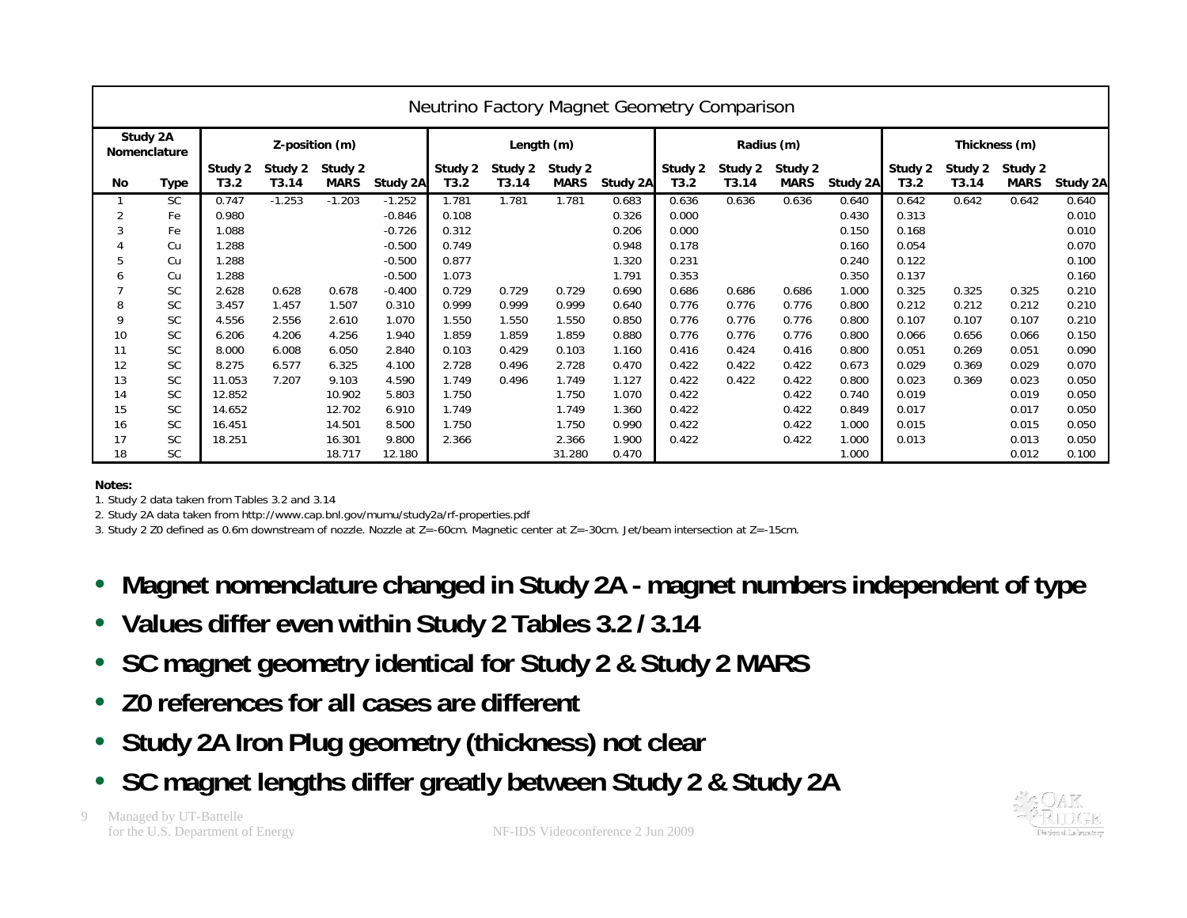## Neutrino Factory Magnet Geometry Comparison

| Study 2A Nomenclature | | Z-position (m) | | | | Length (m) | | | | Radius (m) | | | | Thickness (m) | | | |
|---|---|---|---|---|---|---|---|---|---|---|---|---|---|---|---|---|---|
| No | Type | Study 2 T3.2 | Study 2 T3.14 | Study 2 MARS | Study 2A | Study 2 T3.2 | Study 2 T3.14 | Study 2 MARS | Study 2A | Study 2 T3.2 | Study 2 T3.14 | Study 2 MARS | Study 2A | Study 2 T3.2 | Study 2 T3.14 | Study 2 MARS | Study 2A |
| 1 | SC | 0.747 | -1.253 | -1.203 | -1.252 | 1.781 | 1.781 | 1.781 | 0.683 | 0.636 | 0.636 | 0.636 | 0.640 | 0.642 | 0.642 | 0.642 | 0.640 |
| 2 | Fe | 0.980 | | | -0.846 | 0.108 | | | 0.326 | 0.000 | | | 0.430 | 0.313 | | | 0.010 |
| 3 | Fe | 1.088 | | | -0.726 | 0.312 | | | 0.206 | 0.000 | | | 0.150 | 0.168 | | | 0.010 |
| 4 | Cu | 1.288 | | | -0.500 | 0.749 | | | 0.948 | 0.178 | | | 0.160 | 0.054 | | | 0.070 |
| 5 | Cu | 1.288 | | | -0.500 | 0.877 | | | 1.320 | 0.231 | | | 0.240 | 0.122 | | | 0.100 |
| 6 | Cu | 1.288 | | | -0.500 | 1.073 | | | 1.791 | 0.353 | | | 0.350 | 0.137 | | | 0.160 |
| 7 | SC | 2.628 | 0.628 | 0.678 | -0.400 | 0.729 | 0.729 | 0.729 | 0.690 | 0.686 | 0.686 | 0.686 | 1.000 | 0.325 | 0.325 | 0.325 | 0.210 |
| 8 | SC | 3.457 | 1.457 | 1.507 | 0.310 | 0.999 | 0.999 | 0.999 | 0.640 | 0.776 | 0.776 | 0.776 | 0.800 | 0.212 | 0.212 | 0.212 | 0.210 |
| 9 | SC | 4.556 | 2.556 | 2.610 | 1.070 | 1.550 | 1.550 | 1.550 | 0.850 | 0.776 | 0.776 | 0.776 | 0.800 | 0.107 | 0.107 | 0.107 | 0.210 |
| 10 | SC | 6.206 | 4.206 | 4.256 | 1.940 | 1.859 | 1.859 | 1.859 | 0.880 | 0.776 | 0.776 | 0.776 | 0.800 | 0.066 | 0.656 | 0.066 | 0.150 |
| 11 | SC | 8.000 | 6.008 | 6.050 | 2.840 | 0.103 | 0.429 | 0.103 | 1.160 | 0.416 | 0.424 | 0.416 | 0.800 | 0.051 | 0.269 | 0.051 | 0.090 |
| 12 | SC | 8.275 | 6.577 | 6.325 | 4.100 | 2.728 | 0.496 | 2.728 | 0.470 | 0.422 | 0.422 | 0.422 | 0.673 | 0.029 | 0.369 | 0.029 | 0.070 |
| 13 | SC | 11.053 | 7.207 | 9.103 | 4.590 | 1.749 | 0.496 | 1.749 | 1.127 | 0.422 | 0.422 | 0.422 | 0.800 | 0.023 | 0.369 | 0.023 | 0.050 |
| 14 | SC | 12.852 | | 10.902 | 5.803 | 1.750 | | 1.750 | 1.070 | 0.422 | | 0.422 | 0.740 | 0.019 | | 0.019 | 0.050 |
| 15 | SC | 14.652 | | 12.702 | 6.910 | 1.749 | | 1.749 | 1.360 | 0.422 | | 0.422 | 0.849 | 0.017 | | 0.017 | 0.050 |
| 16 | SC | 16.451 | | 14.501 | 8.500 | 1.750 | | 1.750 | 0.990 | 0.422 | | 0.422 | 1.000 | 0.015 | | 0.015 | 0.050 |
| 17 | SC | 18.251 | | 16.301 | 9.800 | 2.366 | | 2.366 | 1.900 | 0.422 | | 0.422 | 1.000 | 0.013 | | 0.013 | 0.050 |
| 18 | SC | | | 18.717 | 12.180 | | | 31.280 | 0.470 | | | | 1.000 | | | 0.012 | 0.100 |

**Notes:**

1. Study 2 data taken from Tables 3.2 and 3.14
2. Study 2A data taken from http://www.cap.bnl.gov/mumu/study2a/rf-properties.pdf
3. Study 2 Z0 defined as 0.6m downstream of nozzle. Nozzle at Z=-60cm. Magnetic center at Z=-30cm. Jet/beam intersection at Z=-15cm.

- **Magnet nomenclature changed in Study 2A - magnet numbers independent of type**
- **Values differ even within Study 2 Tables 3.2 / 3.14**
- **SC magnet geometry identical for Study 2 & Study 2 MARS**
- **Z0 references for all cases are different**
- **Study 2A Iron Plug geometry (thickness) not clear**
- **SC magnet lengths differ greatly between Study 2 & Study 2A**

Managed by UT-Battelle for the U.S. Department of Energy

NF-IDS Videoconference 2 Jun 2009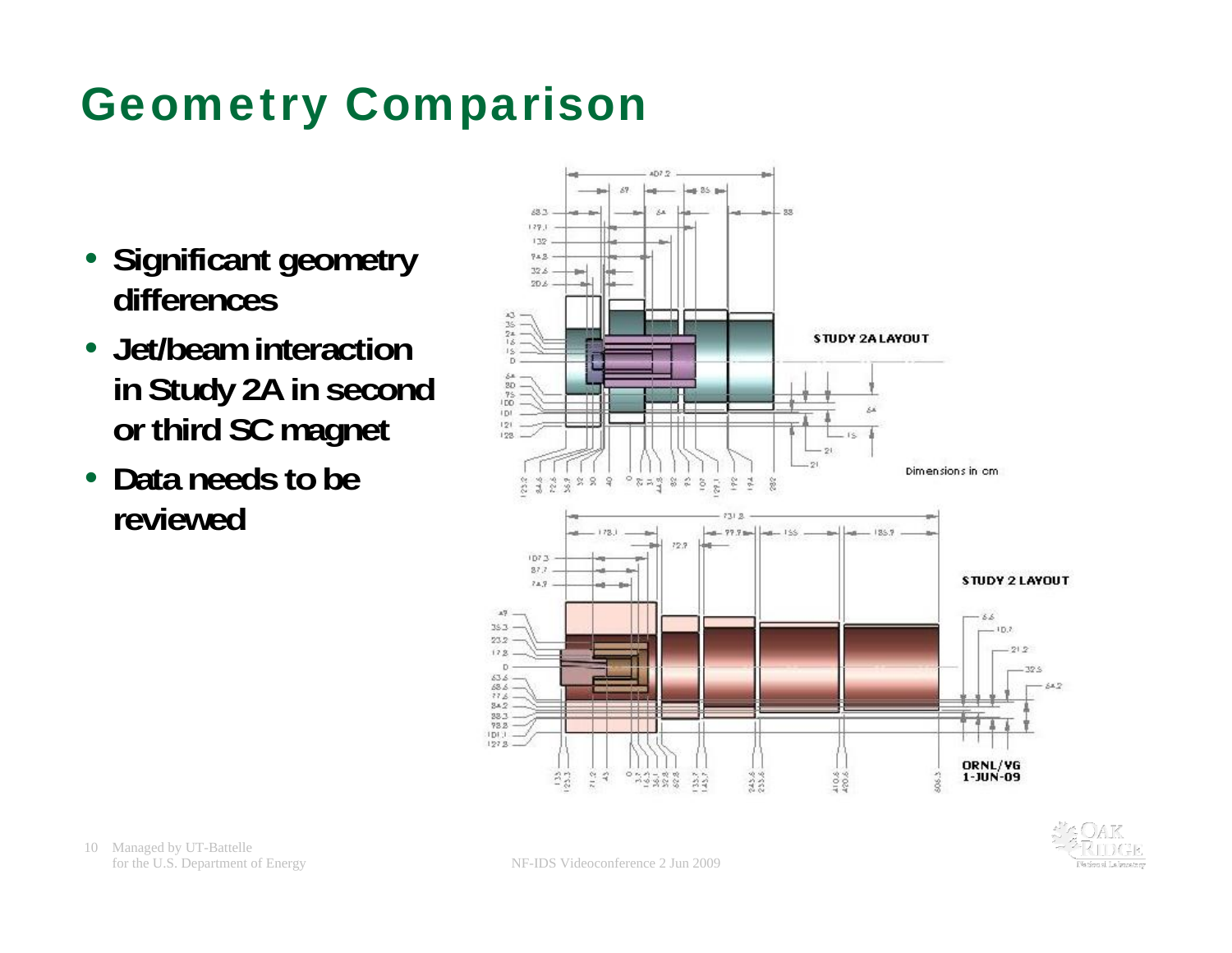# Geometry Comparison

- **Significant geometry differences**
- **Jet/beam interaction in Study 2A in second or third SC magnet**
- **Data needs to be reviewed**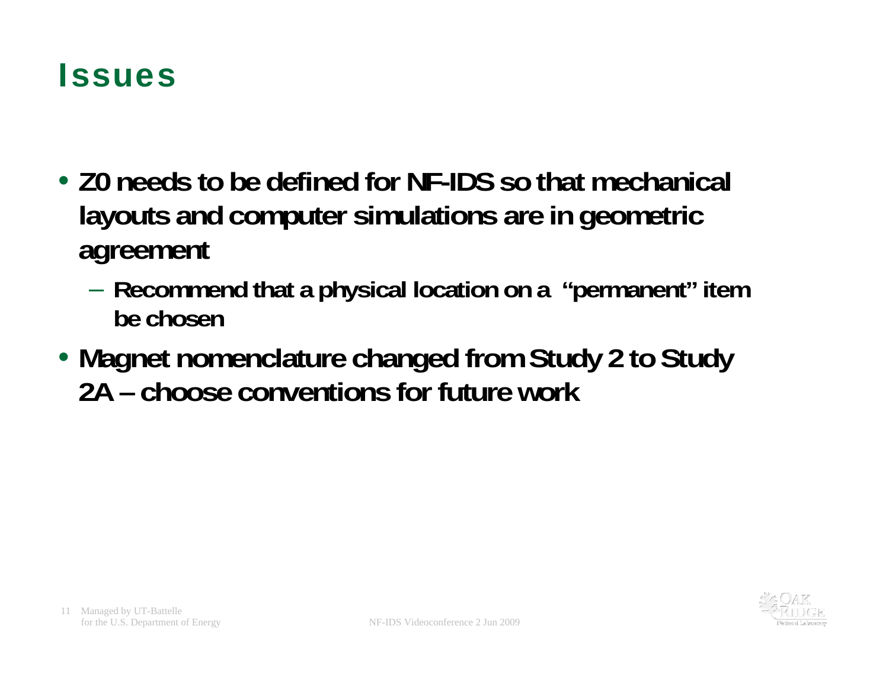# Issues

- Z0 needs to be defined for NF-IDS so that mechanical layouts and computer simulations are in geometric agreement
  - Recommend that a physical location on a "permanent" item be chosen
- Magnet nomenclature changed from Study 2 to Study 2A – choose conventions for future work